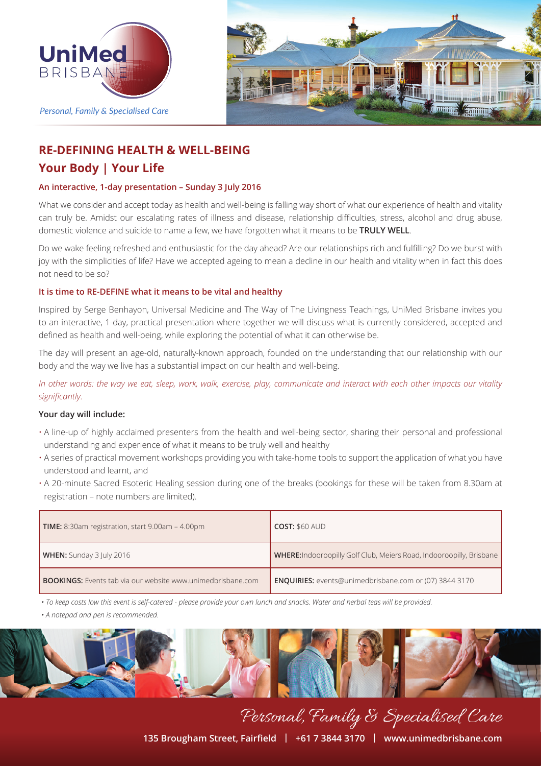UniMed BRISBANE

*Personal, Family & Specialised Care*

# RE-DEFINING HEALTH & WELL-BEING

## Your Body | Your Life

### An interactive, 1-day presentation – Sunday 3 July 2016

What we consider and accept today as health and well-being is falling way short of what our experience of health and vitality can truly be. Amidst our escalating rates of illness and disease, relationship difficulties, stress, alcohol and drug abuse, domestic violence and suicide to name a few, we have forgotten what it means to be **TRULY WELL**.

Do we wake feeling refreshed and enthusiastic for the day ahead? Are our relationships rich and fulfilling? Do we burst with joy with the simplicities of life? Have we accepted ageing to mean a decline in our health and vitality when in fact this does not need to be so?

### It is time to RE-DEFINE what it means to be vital and healthy

Inspired by Serge Benhayon, Universal Medicine and The Way of The Livingness Teachings, UniMed Brisbane invites you to an interactive, 1-day, practical presentation where together we will discuss what is currently considered, accepted and defined as health and well-being, while exploring the potential of what it can otherwise be.

The day will present an age-old, naturally-known approach, founded on the understanding that our relationship with our body and the way we live has a substantial impact on our health and well-being.

*In other words: the way we eat, sleep, work, walk, exercise, play, communicate and interact with each other impacts our vitality significantly.*

**Your day will include:**

- A line-up of highly acclaimed presenters from the health and well-being sector, sharing their personal and professional understanding and experience of what it means to be truly well and healthy
- A series of practical movement workshops providing you with take-home tools to support the application of what you have understood and learnt, and
- A 20-minute Sacred Esoteric Healing session during one of the breaks (bookings for these will be taken from 8.30am at registration – note numbers are limited).

| | |
|---|---|
| **TIME:** 8:30am registration, start 9.00am – 4.00pm | **COST:** $60 AUD |
| **WHEN:** Sunday 3 July 2016 | **WHERE:** Indooroopilly Golf Club, Meiers Road, Indooroopilly, Brisbane |
| **BOOKINGS:** Events tab via our website www.unimedbrisbane.com | **ENQUIRIES:** events@unimedbrisbane.com or (07) 3844 3170 |

*• To keep costs low this event is self-catered - please provide your own lunch and snacks. Water and herbal teas will be provided.*

*• A notepad and pen is recommended.*

*Personal, Family & Specialised Care*

**135 Brougham Street, Fairfield | +61 7 3844 3170 | www.unimedbrisbane.com**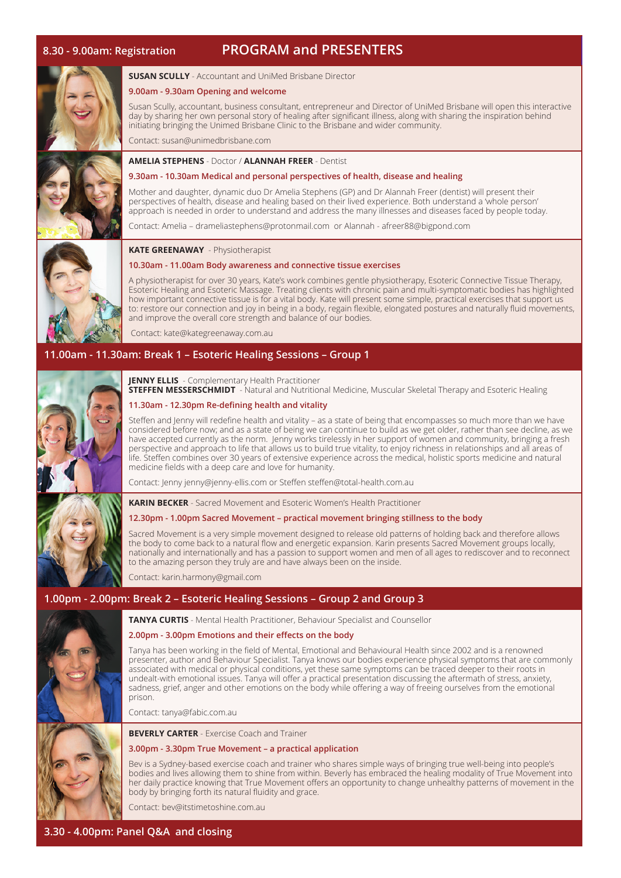## 8.30 - 9.00am: Registration

# PROGRAM and PRESENTERS

**SUSAN SCULLY** - Accountant and UniMed Brisbane Director

**9.00am - 9.30am Opening and welcome**

Susan Scully, accountant, business consultant, entrepreneur and Director of UniMed Brisbane will open this interactive day by sharing her own personal story of healing after significant illness, along with sharing the inspiration behind initiating bringing the Unimed Brisbane Clinic to the Brisbane and wider community.

Contact: susan@unimedbrisbane.com

**AMELIA STEPHENS** - Doctor / **ALANNAH FREER** - Dentist

**9.30am - 10.30am Medical and personal perspectives of health, disease and healing**

Mother and daughter, dynamic duo Dr Amelia Stephens (GP) and Dr Alannah Freer (dentist) will present their perspectives of health, disease and healing based on their lived experience. Both understand a 'whole person' approach is needed in order to understand and address the many illnesses and diseases faced by people today.

Contact: Amelia – drameliastephens@protonmail.com or Alannah - afreer88@bigpond.com

**KATE GREENAWAY** - Physiotherapist

**10.30am - 11.00am Body awareness and connective tissue exercises**

A physiotherapist for over 30 years, Kate's work combines gentle physiotherapy, Esoteric Connective Tissue Therapy, Esoteric Healing and Esoteric Massage. Treating clients with chronic pain and multi-symptomatic bodies has highlighted how important connective tissue is for a vital body. Kate will present some simple, practical exercises that support us to: restore our connection and joy in being in a body, regain flexible, elongated postures and naturally fluid movements, and improve the overall core strength and balance of our bodies.

Contact: kate@kategreenaway.com.au

## 11.00am - 11.30am: Break 1 – Esoteric Healing Sessions – Group 1

**JENNY ELLIS** - Complementary Health Practitioner
**STEFFEN MESSERSCHMIDT** - Natural and Nutritional Medicine, Muscular Skeletal Therapy and Esoteric Healing

**11.30am - 12.30pm Re-defining health and vitality**

Steffen and Jenny will redefine health and vitality – as a state of being that encompasses so much more than we have considered before now; and as a state of being we can continue to build as we get older, rather than see decline, as we have accepted currently as the norm. Jenny works tirelessly in her support of women and community, bringing a fresh perspective and approach to life that allows us to build true vitality, to enjoy richness in relationships and all areas of life. Steffen combines over 30 years of extensive experience across the medical, holistic sports medicine and natural medicine fields with a deep care and love for humanity.

Contact: Jenny jenny@jenny-ellis.com or Steffen steffen@total-health.com.au

**KARIN BECKER** - Sacred Movement and Esoteric Women's Health Practitioner

**12.30pm - 1.00pm Sacred Movement – practical movement bringing stillness to the body**

Sacred Movement is a very simple movement designed to release old patterns of holding back and therefore allows the body to come back to a natural flow and energetic expansion. Karin presents Sacred Movement groups locally, nationally and internationally and has a passion to support women and men of all ages to rediscover and to reconnect to the amazing person they truly are and have always been on the inside.

Contact: karin.harmony@gmail.com

## 1.00pm - 2.00pm: Break 2 – Esoteric Healing Sessions – Group 2 and Group 3

**TANYA CURTIS** - Mental Health Practitioner, Behaviour Specialist and Counsellor

**2.00pm - 3.00pm Emotions and their effects on the body**

Tanya has been working in the field of Mental, Emotional and Behavioural Health since 2002 and is a renowned presenter, author and Behaviour Specialist. Tanya knows our bodies experience physical symptoms that are commonly associated with medical or physical conditions, yet these same symptoms can be traced deeper to their roots in undealt-with emotional issues. Tanya will offer a practical presentation discussing the aftermath of stress, anxiety, sadness, grief, anger and other emotions on the body while offering a way of freeing ourselves from the emotional prison.

Contact: tanya@fabic.com.au

**BEVERLY CARTER** - Exercise Coach and Trainer

**3.00pm - 3.30pm True Movement – a practical application**

Bev is a Sydney-based exercise coach and trainer who shares simple ways of bringing true well-being into people's bodies and lives allowing them to shine from within. Beverly has embraced the healing modality of True Movement into her daily practice knowing that True Movement offers an opportunity to change unhealthy patterns of movement in the body by bringing forth its natural fluidity and grace.

Contact: bev@itstimetoshine.com.au

## 3.30 - 4.00pm: Panel Q&A and closing